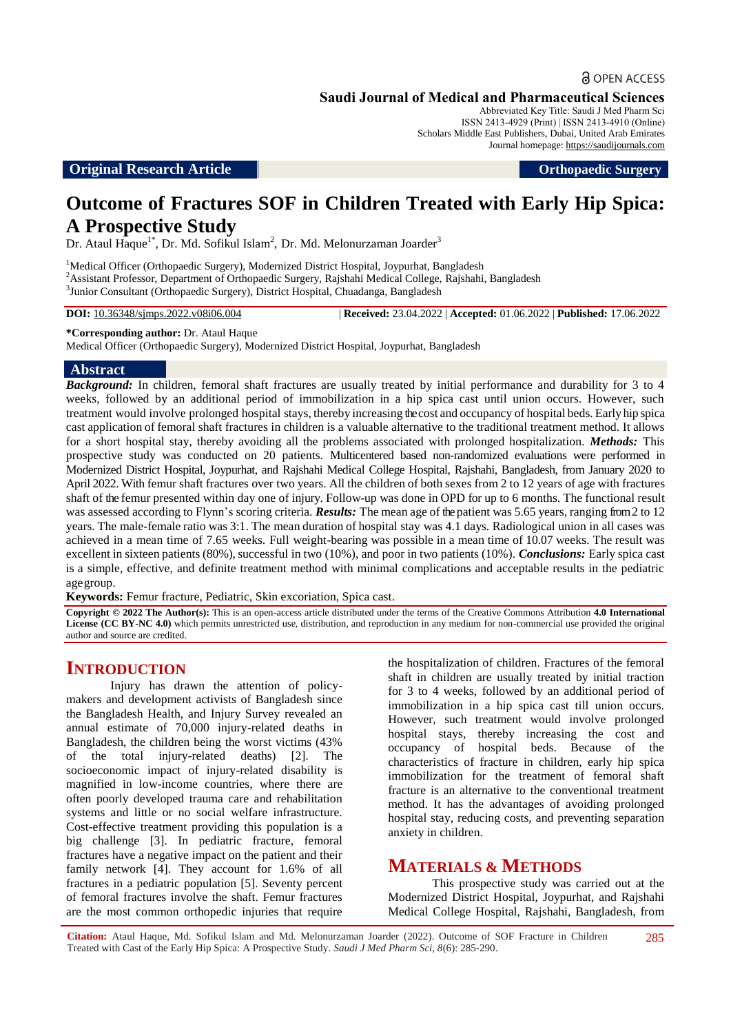OPEN ACCESS

**Saudi Journal of Medical and Pharmaceutical Sciences**

Abbreviated Key Title: Saudi J Med Pharm Sci
ISSN 2413-4929 (Print) | ISSN 2413-4910 (Online)
Scholars Middle East Publishers, Dubai, United Arab Emirates
Journal homepage: https://saudijournals.com

**Original Research Article** | **Orthopaedic Surgery**

# Outcome of Fractures SOF in Children Treated with Early Hip Spica: A Prospective Study

Dr. Ataul Haque[1*], Dr. Md. Sofikul Islam[2], Dr. Md. Melonurzaman Joarder[3]

[1]Medical Officer (Orthopaedic Surgery), Modernized District Hospital, Joypurhat, Bangladesh
[2]Assistant Professor, Department of Orthopaedic Surgery, Rajshahi Medical College, Rajshahi, Bangladesh
[3]Junior Consultant (Orthopaedic Surgery), District Hospital, Chuadanga, Bangladesh

**DOI:** 10.36348/sjmps.2022.v08i06.004 | **Received:** 23.04.2022 | **Accepted:** 01.06.2022 | **Published:** 17.06.2022

**\*Corresponding author:** Dr. Ataul Haque
Medical Officer (Orthopaedic Surgery), Modernized District Hospital, Joypurhat, Bangladesh

## Abstract

***Background:*** In children, femoral shaft fractures are usually treated by initial performance and durability for 3 to 4 weeks, followed by an additional period of immobilization in a hip spica cast until union occurs. However, such treatment would involve prolonged hospital stays, thereby increasing the cost and occupancy of hospital beds. Early hip spica cast application of femoral shaft fractures in children is a valuable alternative to the traditional treatment method. It allows for a short hospital stay, thereby avoiding all the problems associated with prolonged hospitalization. ***Methods:*** This prospective study was conducted on 20 patients. Multicentered based non-randomized evaluations were performed in Modernized District Hospital, Joypurhat, and Rajshahi Medical College Hospital, Rajshahi, Bangladesh, from January 2020 to April 2022. With femur shaft fractures over two years. All the children of both sexes from 2 to 12 years of age with fractures shaft of the femur presented within day one of injury. Follow-up was done in OPD for up to 6 months. The functional result was assessed according to Flynn's scoring criteria. ***Results:*** The mean age of the patient was 5.65 years, ranging from 2 to 12 years. The male-female ratio was 3:1. The mean duration of hospital stay was 4.1 days. Radiological union in all cases was achieved in a mean time of 7.65 weeks. Full weight-bearing was possible in a mean time of 10.07 weeks. The result was excellent in sixteen patients (80%), successful in two (10%), and poor in two patients (10%). ***Conclusions:*** Early spica cast is a simple, effective, and definite treatment method with minimal complications and acceptable results in the pediatric age group.

**Keywords:** Femur fracture, Pediatric, Skin excoriation, Spica cast.

**Copyright © 2022 The Author(s):** This is an open-access article distributed under the terms of the Creative Commons Attribution **4.0 International License (CC BY-NC 4.0)** which permits unrestricted use, distribution, and reproduction in any medium for non-commercial use provided the original author and source are credited.

## INTRODUCTION

Injury has drawn the attention of policy-makers and development activists of Bangladesh since the Bangladesh Health, and Injury Survey revealed an annual estimate of 70,000 injury-related deaths in Bangladesh, the children being the worst victims (43% of the total injury-related deaths) [2]. The socioeconomic impact of injury-related disability is magnified in low-income countries, where there are often poorly developed trauma care and rehabilitation systems and little or no social welfare infrastructure. Cost-effective treatment providing this population is a big challenge [3]. In pediatric fracture, femoral fractures have a negative impact on the patient and their family network [4]. They account for 1.6% of all fractures in a pediatric population [5]. Seventy percent of femoral fractures involve the shaft. Femur fractures are the most common orthopedic injuries that require the hospitalization of children. Fractures of the femoral shaft in children are usually treated by initial traction for 3 to 4 weeks, followed by an additional period of immobilization in a hip spica cast till union occurs. However, such treatment would involve prolonged hospital stays, thereby increasing the cost and occupancy of hospital beds. Because of the characteristics of fracture in children, early hip spica immobilization for the treatment of femoral shaft fracture is an alternative to the conventional treatment method. It has the advantages of avoiding prolonged hospital stay, reducing costs, and preventing separation anxiety in children.

## MATERIALS & METHODS

This prospective study was carried out at the Modernized District Hospital, Joypurhat, and Rajshahi Medical College Hospital, Rajshahi, Bangladesh, from

**Citation:** Ataul Haque, Md. Sofikul Islam and Md. Melonurzaman Joarder (2022). Outcome of SOF Fracture in Children Treated with Cast of the Early Hip Spica: A Prospective Study. *Saudi J Med Pharm Sci, 8*(6): 285-290.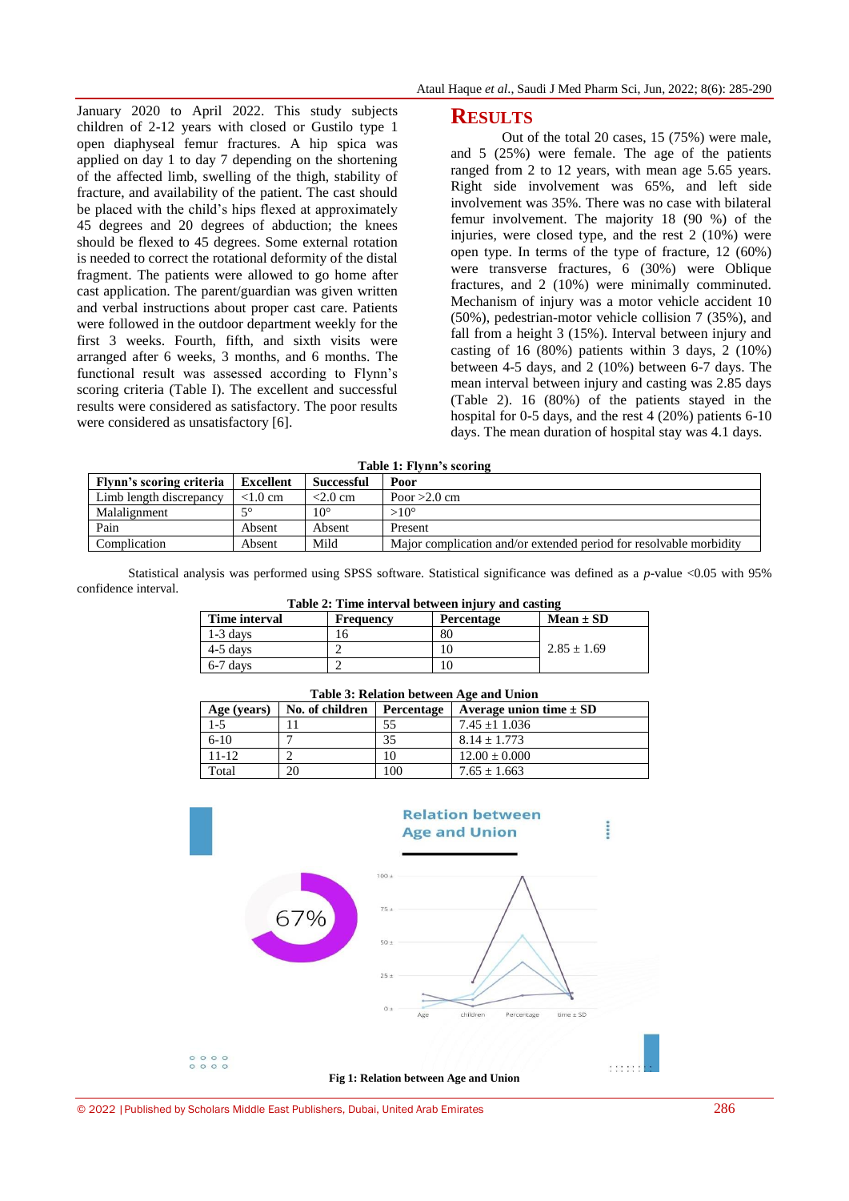January 2020 to April 2022. This study subjects children of 2-12 years with closed or Gustilo type 1 open diaphyseal femur fractures. A hip spica was applied on day 1 to day 7 depending on the shortening of the affected limb, swelling of the thigh, stability of fracture, and availability of the patient. The cast should be placed with the child's hips flexed at approximately 45 degrees and 20 degrees of abduction; the knees should be flexed to 45 degrees. Some external rotation is needed to correct the rotational deformity of the distal fragment. The patients were allowed to go home after cast application. The parent/guardian was given written and verbal instructions about proper cast care. Patients were followed in the outdoor department weekly for the first 3 weeks. Fourth, fifth, and sixth visits were arranged after 6 weeks, 3 months, and 6 months. The functional result was assessed according to Flynn's scoring criteria (Table I). The excellent and successful results were considered as satisfactory. The poor results were considered as unsatisfactory [6].

**Table 1: Flynn's scoring**

| Flynn's scoring criteria | Excellent | Successful | Poor |
|---|---|---|---|
| Limb length discrepancy | <1.0 cm | <2.0 cm | Poor >2.0 cm |
| Malalignment | 5° | 10° | >10° |
| Pain | Absent | Absent | Present |
| Complication | Absent | Mild | Major complication and/or extended period for resolvable morbidity |

Statistical analysis was performed using SPSS software. Statistical significance was defined as a *p*-value <0.05 with 95% confidence interval.

## RESULTS

Out of the total 20 cases, 15 (75%) were male, and 5 (25%) were female. The age of the patients ranged from 2 to 12 years, with mean age 5.65 years. Right side involvement was 65%, and left side involvement was 35%. There was no case with bilateral femur involvement. The majority 18 (90 %) of the injuries, were closed type, and the rest 2 (10%) were open type. In terms of the type of fracture, 12 (60%) were transverse fractures, 6 (30%) were Oblique fractures, and 2 (10%) were minimally comminuted. Mechanism of injury was a motor vehicle accident 10 (50%), pedestrian-motor vehicle collision 7 (35%), and fall from a height 3 (15%). Interval between injury and casting of 16 (80%) patients within 3 days, 2 (10%) between 4-5 days, and 2 (10%) between 6-7 days. The mean interval between injury and casting was 2.85 days (Table 2). 16 (80%) of the patients stayed in the hospital for 0-5 days, and the rest 4 (20%) patients 6-10 days. The mean duration of hospital stay was 4.1 days.

**Table 2: Time interval between injury and casting**

| Time interval | Frequency | Percentage | Mean ± SD |
|---|---|---|---|
| 1-3 days | 16 | 80 | 2.85 ± 1.69 |
| 4-5 days | 2 | 10 | |
| 6-7 days | 2 | 10 | |

**Table 3: Relation between Age and Union**

| Age (years) | No. of children | Percentage | Average union time ± SD |
|---|---|---|---|
| 1-5 | 11 | 55 | 7.45 ±1 1.036 |
| 6-10 | 7 | 35 | 8.14 ± 1.773 |
| 11-12 | 2 | 10 | 12.00 ± 0.000 |
| Total | 20 | 100 | 7.65 ± 1.663 |

**Fig 1: Relation between Age and Union**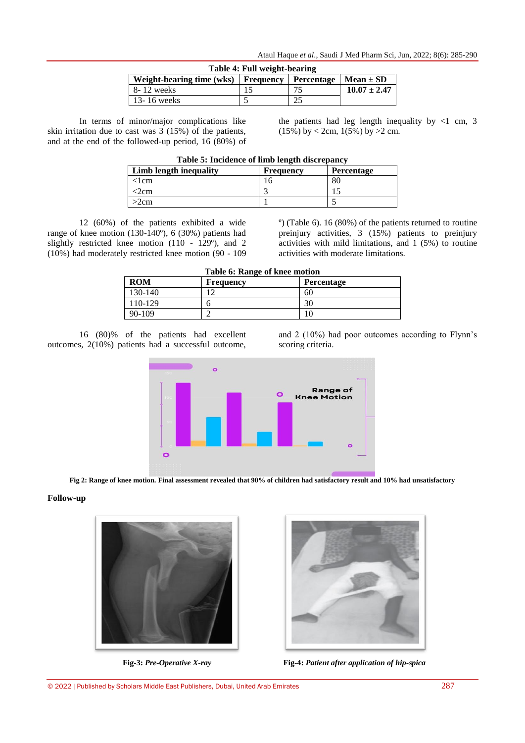**Table 4: Full weight-bearing**

| Weight-bearing time (wks) | Frequency | Percentage | Mean ± SD |
|---|---|---|---|
| 8- 12 weeks | 15 | 75 | **10.07 ± 2.47** |
| 13- 16 weeks | 5 | 25 | |

In terms of minor/major complications like skin irritation due to cast was 3 (15%) of the patients, and at the end of the followed-up period, 16 (80%) of the patients had leg length inequality by <1 cm, 3 (15%) by < 2cm, 1(5%) by >2 cm.

**Table 5: Incidence of limb length discrepancy**

| Limb length inequality | Frequency | Percentage |
|---|---|---|
| <1cm | 16 | 80 |
| <2cm | 3 | 15 |
| >2cm | 1 | 5 |

12 (60%) of the patients exhibited a wide range of knee motion (130-140º), 6 (30%) patients had slightly restricted knee motion (110 - 129º), and 2 (10%) had moderately restricted knee motion (90 - 109 º) (Table 6). 16 (80%) of the patients returned to routine preinjury activities, 3 (15%) patients to preinjury activities with mild limitations, and 1 (5%) to routine activities with moderate limitations.

**Table 6: Range of knee motion**

| ROM | Frequency | Percentage |
|---|---|---|
| 130-140 | 12 | 60 |
| 110-129 | 6 | 30 |
| 90-109 | 2 | 10 |

16 (80)% of the patients had excellent outcomes, 2(10%) patients had a successful outcome, and 2 (10%) had poor outcomes according to Flynn's scoring criteria.

**Fig 2: Range of knee motion. Final assessment revealed that 90% of children had satisfactory result and 10% had unsatisfactory**

**Follow-up**

**Fig-3:** ***Pre-Operative X-ray***

**Fig-4:** ***Patient after application of hip-spica***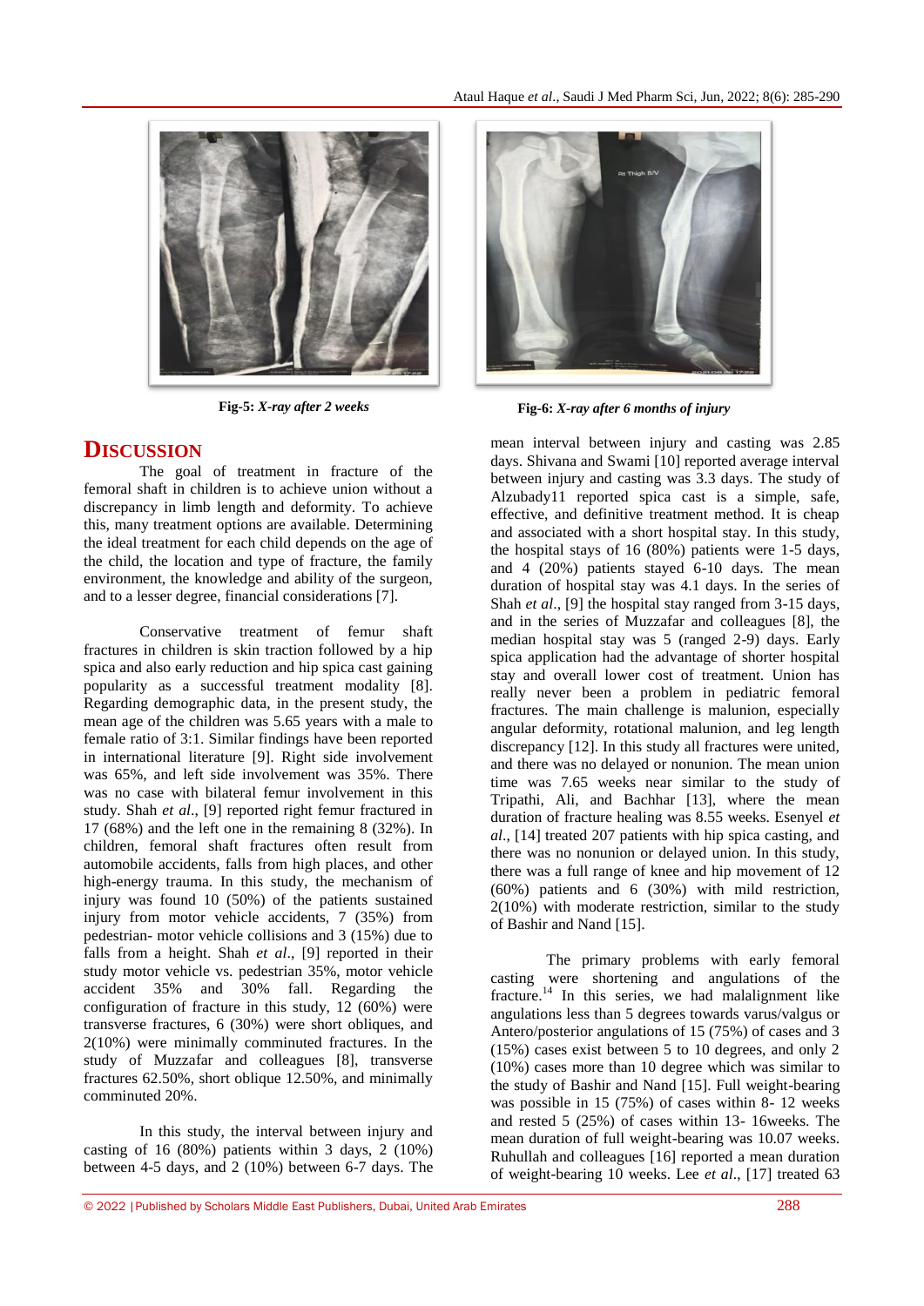Fig-5: *X-ray after 2 weeks*

Fig-6: *X-ray after 6 months of injury*

## DISCUSSION

The goal of treatment in fracture of the femoral shaft in children is to achieve union without a discrepancy in limb length and deformity. To achieve this, many treatment options are available. Determining the ideal treatment for each child depends on the age of the child, the location and type of fracture, the family environment, the knowledge and ability of the surgeon, and to a lesser degree, financial considerations [7].

Conservative treatment of femur shaft fractures in children is skin traction followed by a hip spica and also early reduction and hip spica cast gaining popularity as a successful treatment modality [8]. Regarding demographic data, in the present study, the mean age of the children was 5.65 years with a male to female ratio of 3:1. Similar findings have been reported in international literature [9]. Right side involvement was 65%, and left side involvement was 35%. There was no case with bilateral femur involvement in this study. Shah *et al.*, [9] reported right femur fractured in 17 (68%) and the left one in the remaining 8 (32%). In children, femoral shaft fractures often result from automobile accidents, falls from high places, and other high-energy trauma. In this study, the mechanism of injury was found 10 (50%) of the patients sustained injury from motor vehicle accidents, 7 (35%) from pedestrian- motor vehicle collisions and 3 (15%) due to falls from a height. Shah *et al.*, [9] reported in their study motor vehicle vs. pedestrian 35%, motor vehicle accident 35% and 30% fall. Regarding the configuration of fracture in this study, 12 (60%) were transverse fractures, 6 (30%) were short obliques, and 2(10%) were minimally comminuted fractures. In the study of Muzzafar and colleagues [8], transverse fractures 62.50%, short oblique 12.50%, and minimally comminuted 20%.

In this study, the interval between injury and casting of 16 (80%) patients within 3 days, 2 (10%) between 4-5 days, and 2 (10%) between 6-7 days. The mean interval between injury and casting was 2.85 days. Shivana and Swami [10] reported average interval between injury and casting was 3.3 days. The study of Alzubady11 reported spica cast is a simple, safe, effective, and definitive treatment method. It is cheap and associated with a short hospital stay. In this study, the hospital stays of 16 (80%) patients were 1-5 days, and 4 (20%) patients stayed 6-10 days. The mean duration of hospital stay was 4.1 days. In the series of Shah *et al.*, [9] the hospital stay ranged from 3-15 days, and in the series of Muzzafar and colleagues [8], the median hospital stay was 5 (ranged 2-9) days. Early spica application had the advantage of shorter hospital stay and overall lower cost of treatment. Union has really never been a problem in pediatric femoral fractures. The main challenge is malunion, especially angular deformity, rotational malunion, and leg length discrepancy [12]. In this study all fractures were united, and there was no delayed or nonunion. The mean union time was 7.65 weeks near similar to the study of Tripathi, Ali, and Bachhar [13], where the mean duration of fracture healing was 8.55 weeks. Esenyel *et al.*, [14] treated 207 patients with hip spica casting, and there was no nonunion or delayed union. In this study, there was a full range of knee and hip movement of 12 (60%) patients and 6 (30%) with mild restriction, 2(10%) with moderate restriction, similar to the study of Bashir and Nand [15].

The primary problems with early femoral casting were shortening and angulations of the fracture.[14] In this series, we had malalignment like angulations less than 5 degrees towards varus/valgus or Antero/posterior angulations of 15 (75%) of cases and 3 (15%) cases exist between 5 to 10 degrees, and only 2 (10%) cases more than 10 degree which was similar to the study of Bashir and Nand [15]. Full weight-bearing was possible in 15 (75%) of cases within 8- 12 weeks and rested 5 (25%) of cases within 13- 16weeks. The mean duration of full weight-bearing was 10.07 weeks. Ruhullah and colleagues [16] reported a mean duration of weight-bearing 10 weeks. Lee *et al.*, [17] treated 63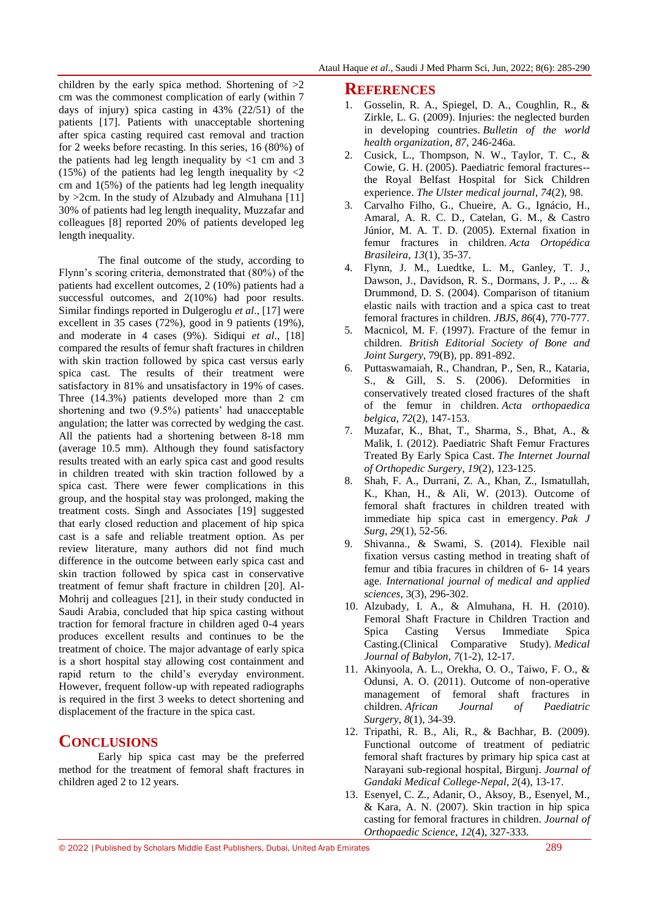children by the early spica method. Shortening of >2 cm was the commonest complication of early (within 7 days of injury) spica casting in 43% (22/51) of the patients [17]. Patients with unacceptable shortening after spica casting required cast removal and traction for 2 weeks before recasting. In this series, 16 (80%) of the patients had leg length inequality by <1 cm and 3 (15%) of the patients had leg length inequality by <2 cm and 1(5%) of the patients had leg length inequality by >2cm. In the study of Alzubady and Almuhana [11] 30% of patients had leg length inequality, Muzzafar and colleagues [8] reported 20% of patients developed leg length inequality.

The final outcome of the study, according to Flynn's scoring criteria, demonstrated that (80%) of the patients had excellent outcomes, 2 (10%) patients had a successful outcomes, and 2(10%) had poor results. Similar findings reported in Dulgeroglu *et al*., [17] were excellent in 35 cases (72%), good in 9 patients (19%), and moderate in 4 cases (9%). Sidiqui *et al*., [18] compared the results of femur shaft fractures in children with skin traction followed by spica cast versus early spica cast. The results of their treatment were satisfactory in 81% and unsatisfactory in 19% of cases. Three (14.3%) patients developed more than 2 cm shortening and two (9.5%) patients' had unacceptable angulation; the latter was corrected by wedging the cast. All the patients had a shortening between 8-18 mm (average 10.5 mm). Although they found satisfactory results treated with an early spica cast and good results in children treated with skin traction followed by a spica cast. There were fewer complications in this group, and the hospital stay was prolonged, making the treatment costs. Singh and Associates [19] suggested that early closed reduction and placement of hip spica cast is a safe and reliable treatment option. As per review literature, many authors did not find much difference in the outcome between early spica cast and skin traction followed by spica cast in conservative treatment of femur shaft fracture in children [20]. Al-Mohrij and colleagues [21], in their study conducted in Saudi Arabia, concluded that hip spica casting without traction for femoral fracture in children aged 0-4 years produces excellent results and continues to be the treatment of choice. The major advantage of early spica is a short hospital stay allowing cost containment and rapid return to the child's everyday environment. However, frequent follow-up with repeated radiographs is required in the first 3 weeks to detect shortening and displacement of the fracture in the spica cast.

## CONCLUSIONS

Early hip spica cast may be the preferred method for the treatment of femoral shaft fractures in children aged 2 to 12 years.

## REFERENCES

1. Gosselin, R. A., Spiegel, D. A., Coughlin, R., & Zirkle, L. G. (2009). Injuries: the neglected burden in developing countries. *Bulletin of the world health organization*, *87*, 246-246a.
2. Cusick, L., Thompson, N. W., Taylor, T. C., & Cowie, G. H. (2005). Paediatric femoral fractures--the Royal Belfast Hospital for Sick Children experience. *The Ulster medical journal*, *74*(2), 98.
3. Carvalho Filho, G., Chueire, A. G., Ignácio, H., Amaral, A. R. C. D., Catelan, G. M., & Castro Júnior, M. A. T. D. (2005). External fixation in femur fractures in children. *Acta Ortopédica Brasileira*, *13*(1), 35-37.
4. Flynn, J. M., Luedtke, L. M., Ganley, T. J., Dawson, J., Davidson, R. S., Dormans, J. P., ... & Drummond, D. S. (2004). Comparison of titanium elastic nails with traction and a spica cast to treat femoral fractures in children. *JBJS*, *86*(4), 770-777.
5. Macnicol, M. F. (1997). Fracture of the femur in children. *British Editorial Society of Bone and Joint Surgery*, 79(B), pp. 891-892.
6. Puttaswamaiah, R., Chandran, P., Sen, R., Kataria, S., & Gill, S. S. (2006). Deformities in conservatively treated closed fractures of the shaft of the femur in children. *Acta orthopaedica belgica*, *72*(2), 147-153.
7. Muzafar, K., Bhat, T., Sharma, S., Bhat, A., & Malik, I. (2012). Paediatric Shaft Femur Fractures Treated By Early Spica Cast. *The Internet Journal of Orthopedic Surgery*, *19*(2), 123-125.
8. Shah, F. A., Durrani, Z. A., Khan, Z., Ismatullah, K., Khan, H., & Ali, W. (2013). Outcome of femoral shaft fractures in children treated with immediate hip spica cast in emergency. *Pak J Surg*, *29*(1), 52-56.
9. Shivanna., & Swami, S. (2014). Flexible nail fixation versus casting method in treating shaft of femur and tibia fracures in children of 6- 14 years age. *International journal of medical and applied sciences*, 3(3), 296-302.
10. Alzubady, I. A., & Almuhana, H. H. (2010). Femoral Shaft Fracture in Children Traction and Spica Casting Versus Immediate Spica Casting.(Clinical Comparative Study). *Medical Journal of Babylon*, *7*(1-2), 12-17.
11. Akinyoola, A. L., Orekha, O. O., Taiwo, F. O., & Odunsi, A. O. (2011). Outcome of non-operative management of femoral shaft fractures in children. *African Journal of Paediatric Surgery*, *8*(1), 34-39.
12. Tripathi, R. B., Ali, R., & Bhachhar, B. (2009). Functional outcome of treatment of pediatric femoral shaft fractures by primary hip spica cast at Narayani sub-regional hospital, Birgunj. *Journal of Gandaki Medical College-Nepal*, *2*(4), 13-17.
13. Esenyel, C. Z., Adanir, O., Aksoy, B., Esenyel, M., & Kara, A. N. (2007). Skin traction in hip spica casting for femoral fractures in children. *Journal of Orthopaedic Science*, *12*(4), 327-333.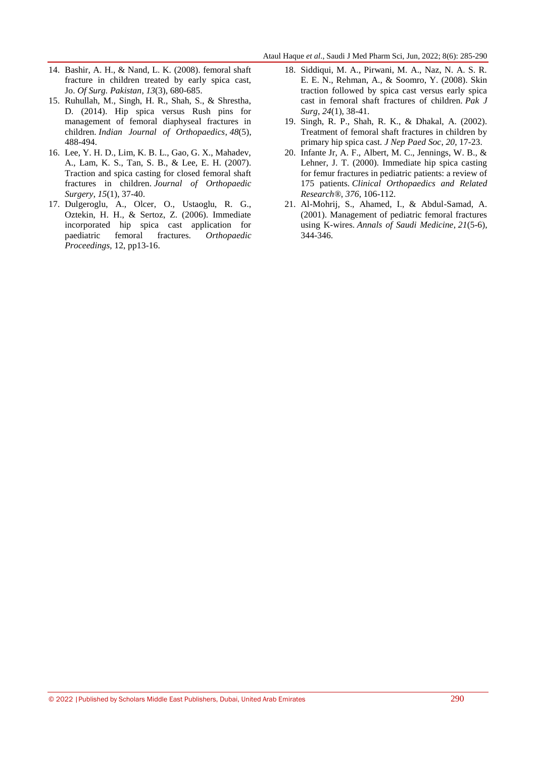14. Bashir, A. H., & Nand, L. K. (2008). femoral shaft fracture in children treated by early spica cast, Jo. *Of Surg. Pakistan*, *13*(3), 680-685.
15. Ruhullah, M., Singh, H. R., Shah, S., & Shrestha, D. (2014). Hip spica versus Rush pins for management of femoral diaphyseal fractures in children. *Indian Journal of Orthopaedics*, *48*(5), 488-494.
16. Lee, Y. H. D., Lim, K. B. L., Gao, G. X., Mahadev, A., Lam, K. S., Tan, S. B., & Lee, E. H. (2007). Traction and spica casting for closed femoral shaft fractures in children. *Journal of Orthopaedic Surgery*, *15*(1), 37-40.
17. Dulgeroglu, A., Olcer, O., Ustaoglu, R. G., Oztekin, H. H., & Sertoz, Z. (2006). Immediate incorporated hip spica cast application for paediatric femoral fractures. *Orthopaedic Proceedings,* 12, pp13-16.
18. Siddiqui, M. A., Pirwani, M. A., Naz, N. A. S. R. E. E. N., Rehman, A., & Soomro, Y. (2008). Skin traction followed by spica cast versus early spica cast in femoral shaft fractures of children. *Pak J Surg*, *24*(1), 38-41.
19. Singh, R. P., Shah, R. K., & Dhakal, A. (2002). Treatment of femoral shaft fractures in children by primary hip spica cast. *J Nep Paed Soc*, *20*, 17-23.
20. Infante Jr, A. F., Albert, M. C., Jennings, W. B., & Lehner, J. T. (2000). Immediate hip spica casting for femur fractures in pediatric patients: a review of 175 patients. *Clinical Orthopaedics and Related Research®*, *376*, 106-112.
21. Al-Mohrij, S., Ahamed, I., & Abdul-Samad, A. (2001). Management of pediatric femoral fractures using K-wires. *Annals of Saudi Medicine*, *21*(5-6), 344-346.